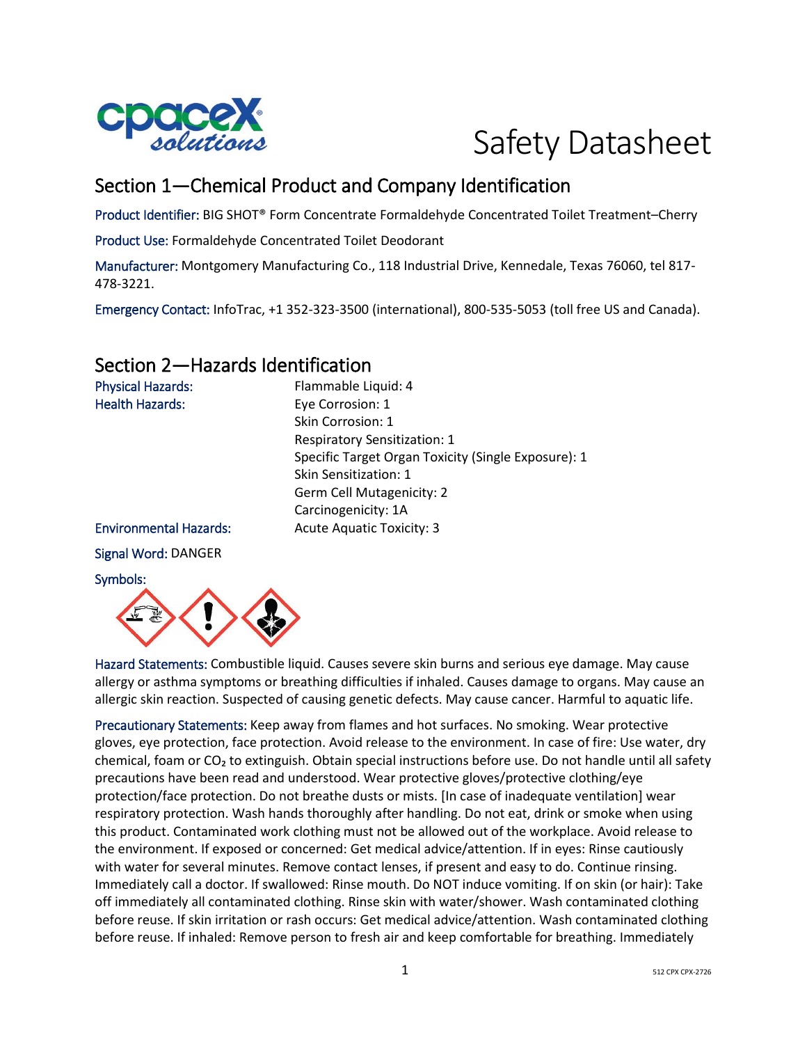# Safety Datasheet

## Section 1—Chemical Product and Company Identification

Product Identifier: BIG SHOT® Form Concentrate Formaldehyde Concentrated Toilet Treatment–Cherry

Product Use: Formaldehyde Concentrated Toilet Deodorant

Manufacturer: Montgomery Manufacturing Co., 118 Industrial Drive, Kennedale, Texas 76060, tel 817-478-3221.

Emergency Contact: InfoTrac, +1 352-323-3500 (international), 800-535-5053 (toll free US and Canada).

## Section 2—Hazards Identification

| | |
|---|---|
| Physical Hazards: | Flammable Liquid: 4 |
| Health Hazards: | Eye Corrosion: 1 |
| | Skin Corrosion: 1 |
| | Respiratory Sensitization: 1 |
| | Specific Target Organ Toxicity (Single Exposure): 1 |
| | Skin Sensitization: 1 |
| | Germ Cell Mutagenicity: 2 |
| | Carcinogenicity: 1A |
| Environmental Hazards: | Acute Aquatic Toxicity: 3 |

Signal Word: DANGER

Symbols:

Hazard Statements: Combustible liquid. Causes severe skin burns and serious eye damage. May cause allergy or asthma symptoms or breathing difficulties if inhaled. Causes damage to organs. May cause an allergic skin reaction. Suspected of causing genetic defects. May cause cancer. Harmful to aquatic life.

Precautionary Statements: Keep away from flames and hot surfaces. No smoking. Wear protective gloves, eye protection, face protection. Avoid release to the environment. In case of fire: Use water, dry chemical, foam or $CO_2$ to extinguish. Obtain special instructions before use. Do not handle until all safety precautions have been read and understood. Wear protective gloves/protective clothing/eye protection/face protection. Do not breathe dusts or mists. [In case of inadequate ventilation] wear respiratory protection. Wash hands thoroughly after handling. Do not eat, drink or smoke when using this product. Contaminated work clothing must not be allowed out of the workplace. Avoid release to the environment. If exposed or concerned: Get medical advice/attention. If in eyes: Rinse cautiously with water for several minutes. Remove contact lenses, if present and easy to do. Continue rinsing. Immediately call a doctor. If swallowed: Rinse mouth. Do NOT induce vomiting. If on skin (or hair): Take off immediately all contaminated clothing. Rinse skin with water/shower. Wash contaminated clothing before reuse. If skin irritation or rash occurs: Get medical advice/attention. Wash contaminated clothing before reuse. If inhaled: Remove person to fresh air and keep comfortable for breathing. Immediately

512 CPX CPX-2726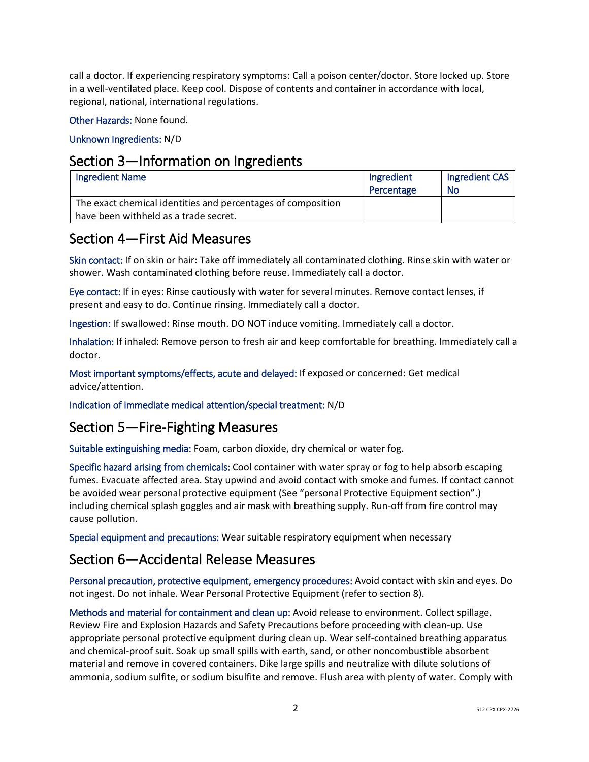call a doctor. If experiencing respiratory symptoms: Call a poison center/doctor. Store locked up. Store in a well-ventilated place. Keep cool. Dispose of contents and container in accordance with local, regional, national, international regulations.

Other Hazards: None found.

Unknown Ingredients: N/D

## Section 3—Information on Ingredients

| Ingredient Name | Ingredient Percentage | Ingredient CAS No |
|---|---|---|
| The exact chemical identities and percentages of composition have been withheld as a trade secret. | | |

## Section 4—First Aid Measures

Skin contact: If on skin or hair: Take off immediately all contaminated clothing. Rinse skin with water or shower. Wash contaminated clothing before reuse. Immediately call a doctor.

Eye contact: If in eyes: Rinse cautiously with water for several minutes. Remove contact lenses, if present and easy to do. Continue rinsing. Immediately call a doctor.

Ingestion: If swallowed: Rinse mouth. DO NOT induce vomiting. Immediately call a doctor.

Inhalation: If inhaled: Remove person to fresh air and keep comfortable for breathing. Immediately call a doctor.

Most important symptoms/effects, acute and delayed: If exposed or concerned: Get medical advice/attention.

Indication of immediate medical attention/special treatment: N/D

## Section 5—Fire-Fighting Measures

Suitable extinguishing media: Foam, carbon dioxide, dry chemical or water fog.

Specific hazard arising from chemicals: Cool container with water spray or fog to help absorb escaping fumes. Evacuate affected area. Stay upwind and avoid contact with smoke and fumes. If contact cannot be avoided wear personal protective equipment (See "personal Protective Equipment section".) including chemical splash goggles and air mask with breathing supply. Run-off from fire control may cause pollution.

Special equipment and precautions: Wear suitable respiratory equipment when necessary

## Section 6—Accidental Release Measures

Personal precaution, protective equipment, emergency procedures: Avoid contact with skin and eyes. Do not ingest. Do not inhale. Wear Personal Protective Equipment (refer to section 8).

Methods and material for containment and clean up: Avoid release to environment. Collect spillage. Review Fire and Explosion Hazards and Safety Precautions before proceeding with clean-up. Use appropriate personal protective equipment during clean up. Wear self-contained breathing apparatus and chemical-proof suit. Soak up small spills with earth, sand, or other noncombustible absorbent material and remove in covered containers. Dike large spills and neutralize with dilute solutions of ammonia, sodium sulfite, or sodium bisulfite and remove. Flush area with plenty of water. Comply with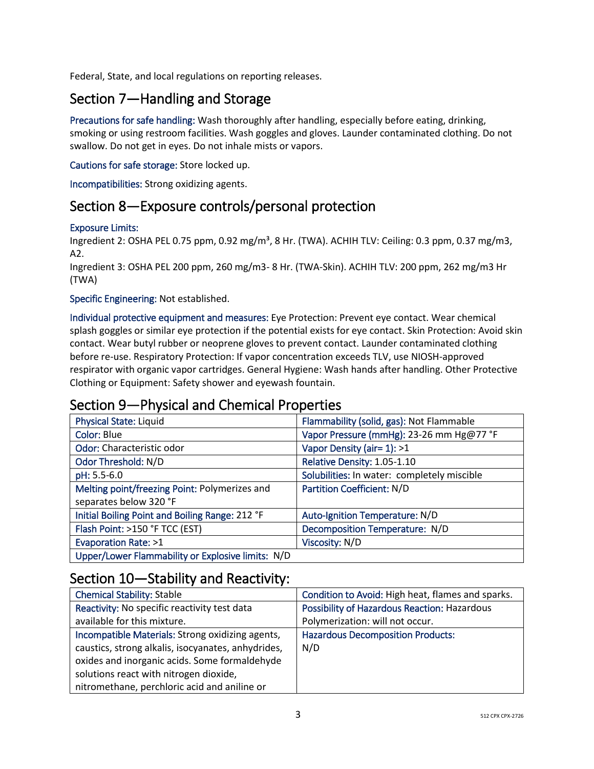Federal, State, and local regulations on reporting releases.

## Section 7—Handling and Storage

Precautions for safe handling: Wash thoroughly after handling, especially before eating, drinking, smoking or using restroom facilities. Wash goggles and gloves. Launder contaminated clothing. Do not swallow. Do not get in eyes. Do not inhale mists or vapors.

Cautions for safe storage: Store locked up.

Incompatibilities: Strong oxidizing agents.

## Section 8—Exposure controls/personal protection

Exposure Limits:
Ingredient 2: OSHA PEL 0.75 ppm, 0.92 mg/m³, 8 Hr. (TWA). ACHIH TLV: Ceiling: 0.3 ppm, 0.37 mg/m3, A2.
Ingredient 3: OSHA PEL 200 ppm, 260 mg/m3- 8 Hr. (TWA-Skin). ACHIH TLV: 200 ppm, 262 mg/m3 Hr (TWA)

Specific Engineering: Not established.

Individual protective equipment and measures: Eye Protection: Prevent eye contact. Wear chemical splash goggles or similar eye protection if the potential exists for eye contact. Skin Protection: Avoid skin contact. Wear butyl rubber or neoprene gloves to prevent contact. Launder contaminated clothing before re-use. Respiratory Protection: If vapor concentration exceeds TLV, use NIOSH-approved respirator with organic vapor cartridges. General Hygiene: Wash hands after handling. Other Protective Clothing or Equipment: Safety shower and eyewash fountain.

## Section 9—Physical and Chemical Properties

| | |
|---|---|
| Physical State: Liquid | Flammability (solid, gas): Not Flammable |
| Color: Blue | Vapor Pressure (mmHg): 23-26 mm Hg@77 °F |
| Odor: Characteristic odor | Vapor Density (air= 1): >1 |
| Odor Threshold: N/D | Relative Density: 1.05-1.10 |
| pH: 5.5-6.0 | Solubilities: In water: completely miscible |
| Melting point/freezing Point: Polymerizes and separates below 320 °F | Partition Coefficient: N/D |
| Initial Boiling Point and Boiling Range: 212 °F | Auto-Ignition Temperature: N/D |
| Flash Point: >150 °F TCC (EST) | Decomposition Temperature: N/D |
| Evaporation Rate: >1 | Viscosity: N/D |
| Upper/Lower Flammability or Explosive limits: N/D | |

## Section 10—Stability and Reactivity:

| | |
|---|---|
| Chemical Stability: Stable | Condition to Avoid: High heat, flames and sparks. |
| Reactivity: No specific reactivity test data available for this mixture. | Possibility of Hazardous Reaction: Hazardous Polymerization: will not occur. |
| Incompatible Materials: Strong oxidizing agents, caustics, strong alkalis, isocyanates, anhydrides, oxides and inorganic acids. Some formaldehyde solutions react with nitrogen dioxide, nitromethane, perchloric acid and aniline or | Hazardous Decomposition Products: N/D |

512 CPX CPX-2726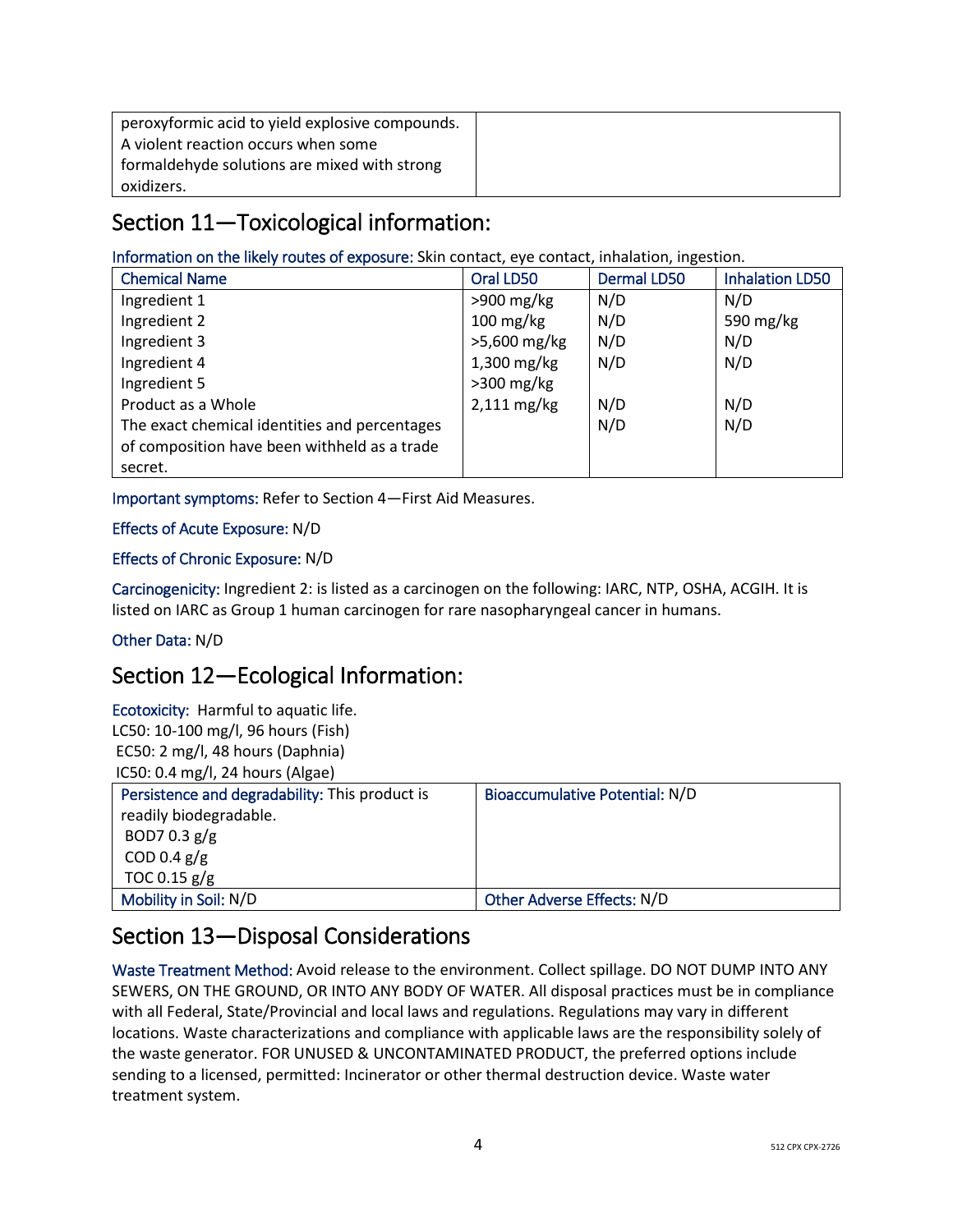| peroxyformic acid to yield explosive compounds. A violent reaction occurs when some formaldehyde solutions are mixed with strong oxidizers. | |
|---|---|

## Section 11—Toxicological information:

Information on the likely routes of exposure: Skin contact, eye contact, inhalation, ingestion.

| Chemical Name | Oral LD50 | Dermal LD50 | Inhalation LD50 |
|---|---|---|---|
| Ingredient 1 | >900 mg/kg | N/D | N/D |
| Ingredient 2 | 100 mg/kg | N/D | 590 mg/kg |
| Ingredient 3 | >5,600 mg/kg | N/D | N/D |
| Ingredient 4 | 1,300 mg/kg | N/D | N/D |
| Ingredient 5 | >300 mg/kg | | |
| Product as a Whole | 2,111 mg/kg | N/D | N/D |
| The exact chemical identities and percentages of composition have been withheld as a trade secret. | | N/D | N/D |

Important symptoms: Refer to Section 4—First Aid Measures.

Effects of Acute Exposure: N/D

Effects of Chronic Exposure: N/D

Carcinogenicity: Ingredient 2: is listed as a carcinogen on the following: IARC, NTP, OSHA, ACGIH. It is listed on IARC as Group 1 human carcinogen for rare nasopharyngeal cancer in humans.

Other Data: N/D

## Section 12—Ecological Information:

Ecotoxicity: Harmful to aquatic life.
LC50: 10-100 mg/l, 96 hours (Fish)
EC50: 2 mg/l, 48 hours (Daphnia)
IC50: 0.4 mg/l, 24 hours (Algae)

| Persistence and degradability: This product is readily biodegradable. BOD7 0.3 g/g COD 0.4 g/g TOC 0.15 g/g | Bioaccumulative Potential: N/D |
|---|---|
| Mobility in Soil: N/D | Other Adverse Effects: N/D |

## Section 13—Disposal Considerations

Waste Treatment Method: Avoid release to the environment. Collect spillage. DO NOT DUMP INTO ANY SEWERS, ON THE GROUND, OR INTO ANY BODY OF WATER. All disposal practices must be in compliance with all Federal, State/Provincial and local laws and regulations. Regulations may vary in different locations. Waste characterizations and compliance with applicable laws are the responsibility solely of the waste generator. FOR UNUSED & UNCONTAMINATED PRODUCT, the preferred options include sending to a licensed, permitted: Incinerator or other thermal destruction device. Waste water treatment system.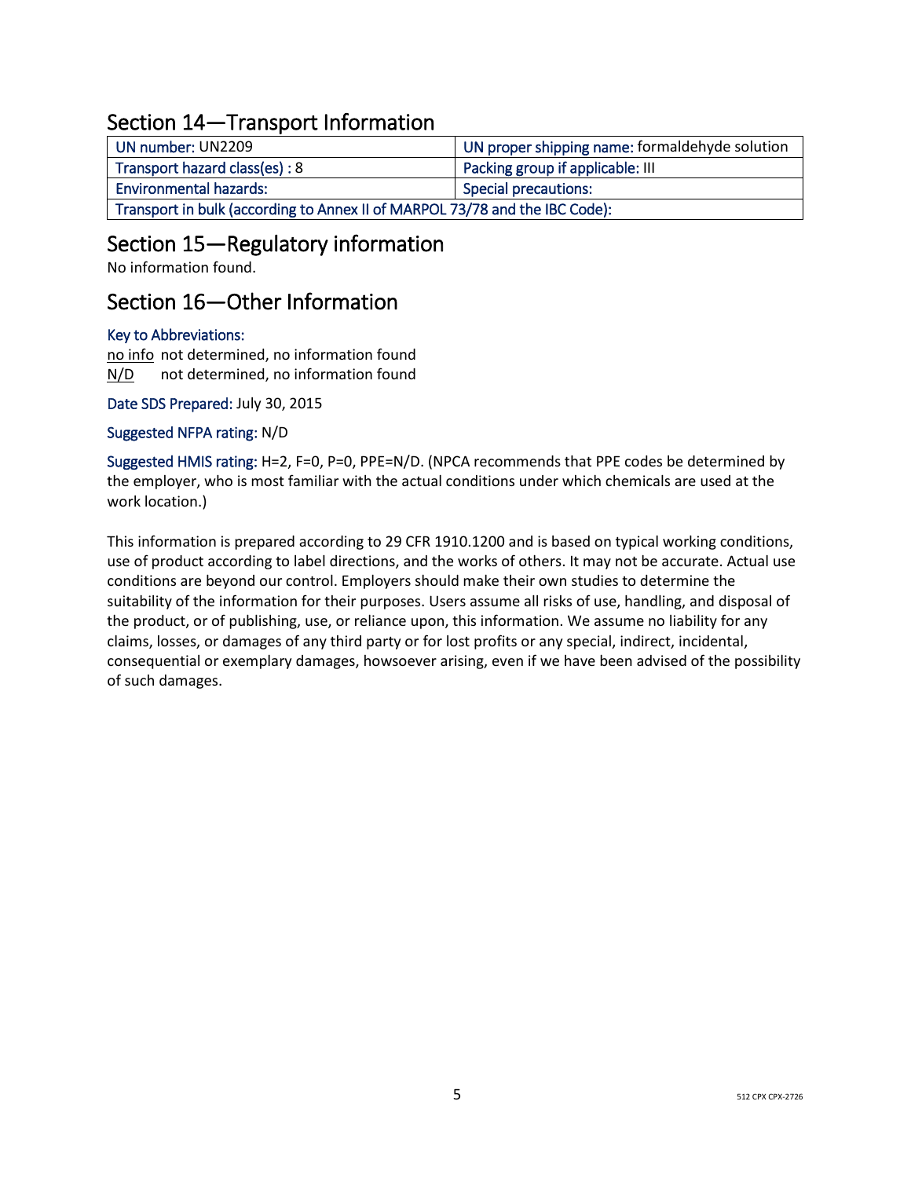## Section 14—Transport Information

| | |
|---|---|
| UN number: UN2209 | UN proper shipping name: formaldehyde solution |
| Transport hazard class(es) : 8 | Packing group if applicable: III |
| Environmental hazards: | Special precautions: |
| Transport in bulk (according to Annex II of MARPOL 73/78 and the IBC Code): | |

## Section 15—Regulatory information

No information found.

## Section 16—Other Information

Key to Abbreviations:

no info not determined, no information found

N/D not determined, no information found

Date SDS Prepared: July 30, 2015

Suggested NFPA rating: N/D

Suggested HMIS rating: H=2, F=0, P=0, PPE=N/D. (NPCA recommends that PPE codes be determined by the employer, who is most familiar with the actual conditions under which chemicals are used at the work location.)

This information is prepared according to 29 CFR 1910.1200 and is based on typical working conditions, use of product according to label directions, and the works of others. It may not be accurate. Actual use conditions are beyond our control. Employers should make their own studies to determine the suitability of the information for their purposes. Users assume all risks of use, handling, and disposal of the product, or of publishing, use, or reliance upon, this information. We assume no liability for any claims, losses, or damages of any third party or for lost profits or any special, indirect, incidental, consequential or exemplary damages, howsoever arising, even if we have been advised of the possibility of such damages.